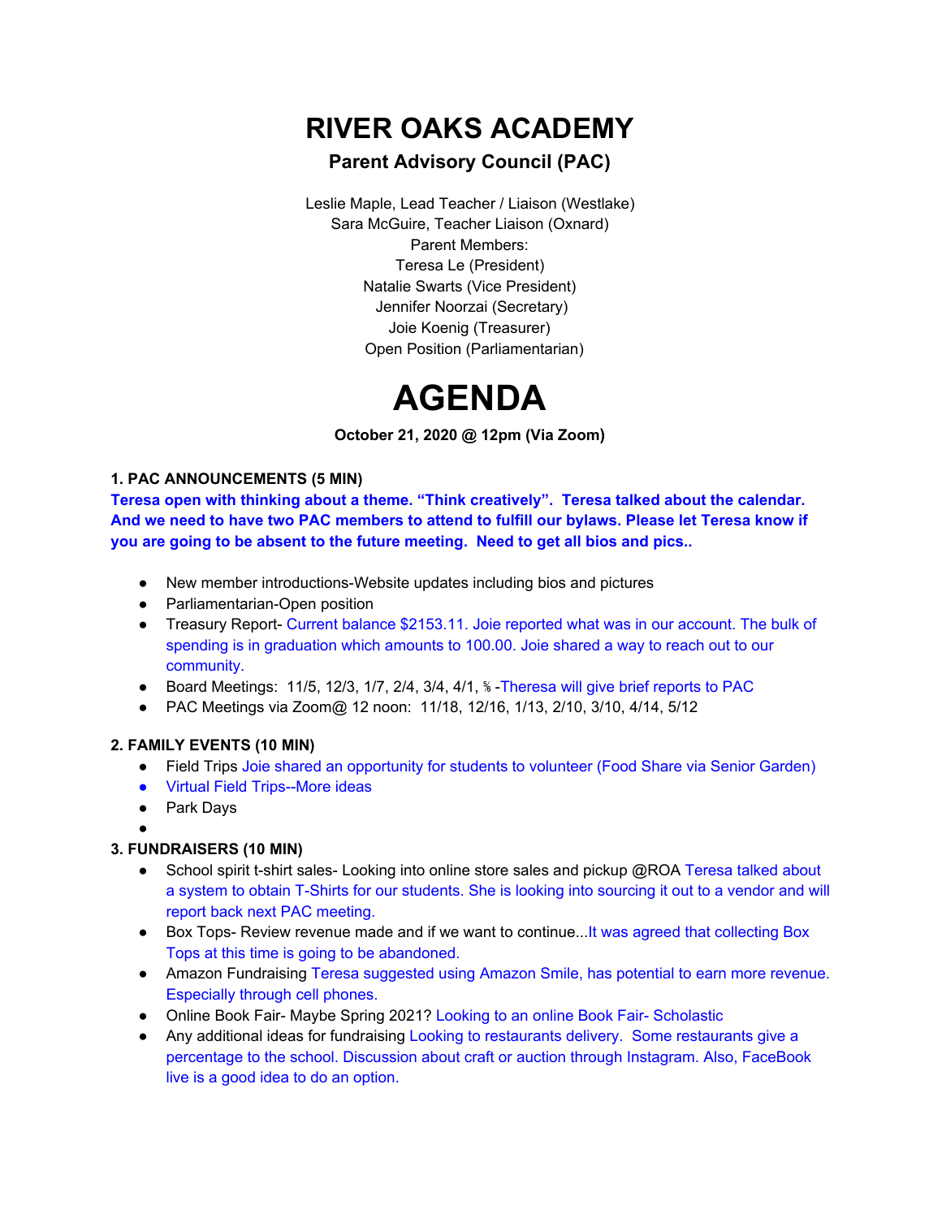# RIVER OAKS ACADEMY

## Parent Advisory Council (PAC)

Leslie Maple, Lead Teacher / Liaison (Westlake)
Sara McGuire, Teacher Liaison (Oxnard)
Parent Members:
Teresa Le (President)
Natalie Swarts (Vice President)
Jennifer Noorzai (Secretary)
Joie Koenig (Treasurer)
Open Position (Parliamentarian)

# AGENDA

**October 21, 2020 @ 12pm (Via Zoom)**

**1. PAC ANNOUNCEMENTS (5 MIN)**

**Teresa open with thinking about a theme. "Think creatively". Teresa talked about the calendar. And we need to have two PAC members to attend to fulfill our bylaws. Please let Teresa know if you are going to be absent to the future meeting. Need to get all bios and pics..**

- New member introductions-Website updates including bios and pictures
- Parliamentarian-Open position
- Treasury Report- Current balance $2153.11. Joie reported what was in our account. The bulk of spending is in graduation which amounts to 100.00. Joie shared a way to reach out to our community.
- Board Meetings: 11/5, 12/3, 1/7, 2/4, 3/4, 4/1, ⅚ -Theresa will give brief reports to PAC
- PAC Meetings via Zoom@ 12 noon: 11/18, 12/16, 1/13, 2/10, 3/10, 4/14, 5/12

**2. FAMILY EVENTS (10 MIN)**

- Field Trips Joie shared an opportunity for students to volunteer (Food Share via Senior Garden)
- Virtual Field Trips--More ideas
- Park Days
-

**3. FUNDRAISERS (10 MIN)**

- School spirit t-shirt sales- Looking into online store sales and pickup @ROA Teresa talked about a system to obtain T-Shirts for our students. She is looking into sourcing it out to a vendor and will report back next PAC meeting.
- Box Tops- Review revenue made and if we want to continue...It was agreed that collecting Box Tops at this time is going to be abandoned.
- Amazon Fundraising Teresa suggested using Amazon Smile, has potential to earn more revenue. Especially through cell phones.
- Online Book Fair- Maybe Spring 2021? Looking to an online Book Fair- Scholastic
- Any additional ideas for fundraising Looking to restaurants delivery. Some restaurants give a percentage to the school. Discussion about craft or auction through Instagram. Also, FaceBook live is a good idea to do an option.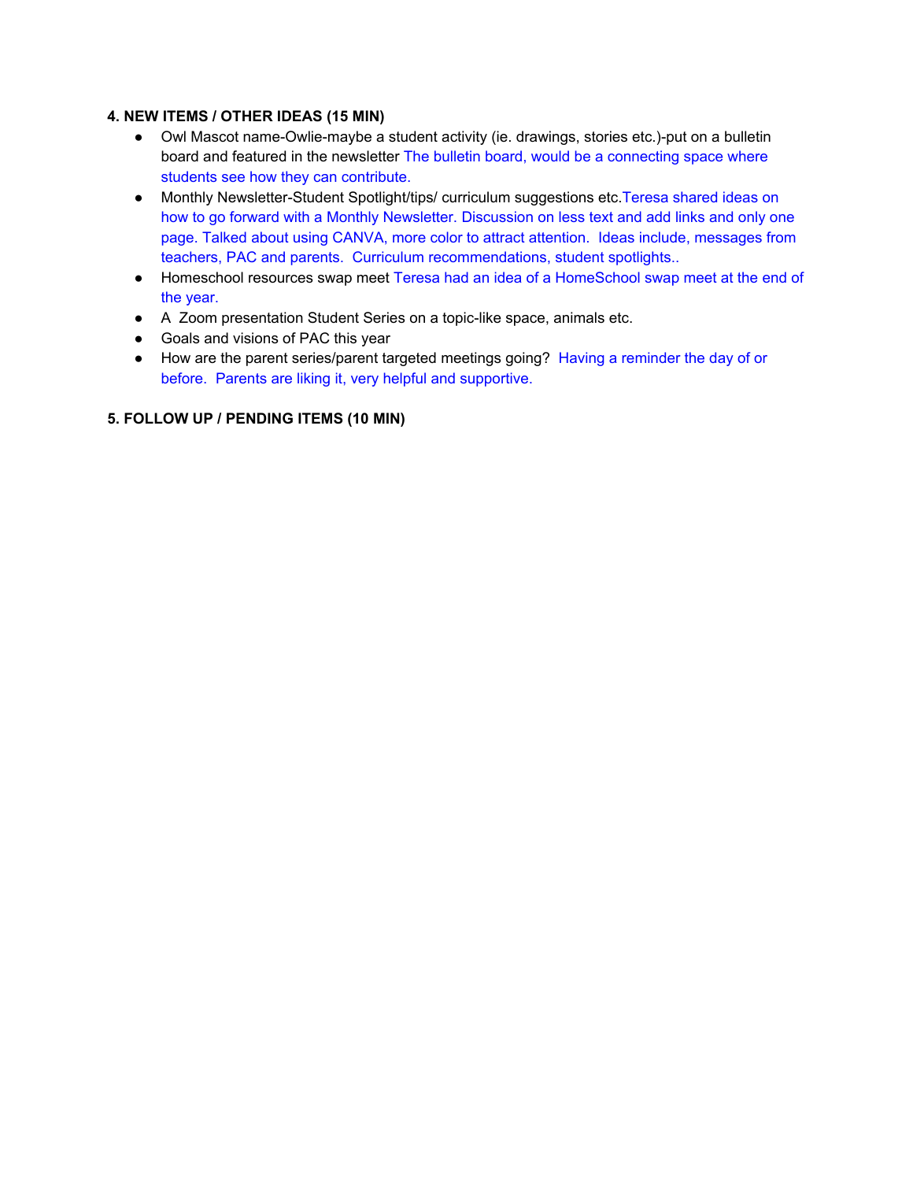**4. NEW ITEMS / OTHER IDEAS (15 MIN)**

- Owl Mascot name-Owlie-maybe a student activity (ie. drawings, stories etc.)-put on a bulletin board and featured in the newsletter The bulletin board, would be a connecting space where students see how they can contribute.
- Monthly Newsletter-Student Spotlight/tips/ curriculum suggestions etc.Teresa shared ideas on how to go forward with a Monthly Newsletter. Discussion on less text and add links and only one page. Talked about using CANVA, more color to attract attention. Ideas include, messages from teachers, PAC and parents. Curriculum recommendations, student spotlights..
- Homeschool resources swap meet Teresa had an idea of a HomeSchool swap meet at the end of the year.
- A Zoom presentation Student Series on a topic-like space, animals etc.
- Goals and visions of PAC this year
- How are the parent series/parent targeted meetings going? Having a reminder the day of or before. Parents are liking it, very helpful and supportive.

**5. FOLLOW UP / PENDING ITEMS (10 MIN)**